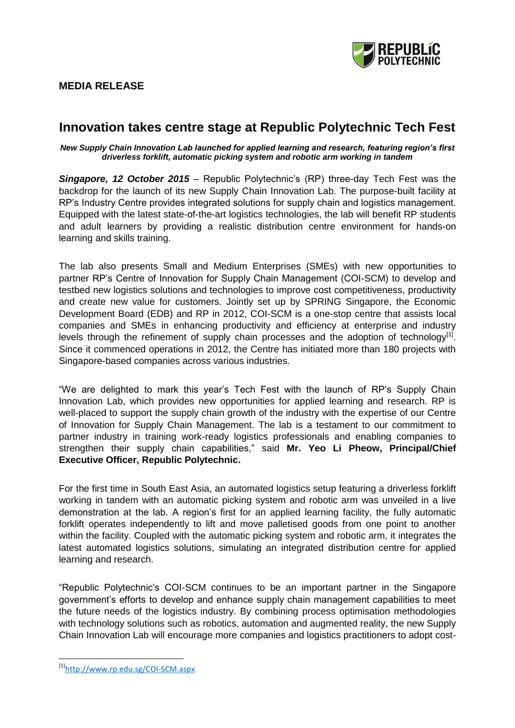**MEDIA RELEASE**

# Innovation takes centre stage at Republic Polytechnic Tech Fest

***New Supply Chain Innovation Lab launched for applied learning and research, featuring region's first driverless forklift, automatic picking system and robotic arm working in tandem***

***Singapore, 12 October 2015*** – Republic Polytechnic's (RP) three-day Tech Fest was the backdrop for the launch of its new Supply Chain Innovation Lab. The purpose-built facility at RP's Industry Centre provides integrated solutions for supply chain and logistics management. Equipped with the latest state-of-the-art logistics technologies, the lab will benefit RP students and adult learners by providing a realistic distribution centre environment for hands-on learning and skills training.

The lab also presents Small and Medium Enterprises (SMEs) with new opportunities to partner RP's Centre of Innovation for Supply Chain Management (COI-SCM) to develop and testbed new logistics solutions and technologies to improve cost competitiveness, productivity and create new value for customers. Jointly set up by SPRING Singapore, the Economic Development Board (EDB) and RP in 2012, COI-SCM is a one-stop centre that assists local companies and SMEs in enhancing productivity and efficiency at enterprise and industry levels through the refinement of supply chain processes and the adoption of technology[1]. Since it commenced operations in 2012, the Centre has initiated more than 180 projects with Singapore-based companies across various industries.

"We are delighted to mark this year's Tech Fest with the launch of RP's Supply Chain Innovation Lab, which provides new opportunities for applied learning and research. RP is well-placed to support the supply chain growth of the industry with the expertise of our Centre of Innovation for Supply Chain Management. The lab is a testament to our commitment to partner industry in training work-ready logistics professionals and enabling companies to strengthen their supply chain capabilities," said **Mr. Yeo Li Pheow, Principal/Chief Executive Officer, Republic Polytechnic.**

For the first time in South East Asia, an automated logistics setup featuring a driverless forklift working in tandem with an automatic picking system and robotic arm was unveiled in a live demonstration at the lab. A region's first for an applied learning facility, the fully automatic forklift operates independently to lift and move palletised goods from one point to another within the facility. Coupled with the automatic picking system and robotic arm, it integrates the latest automated logistics solutions, simulating an integrated distribution centre for applied learning and research.

"Republic Polytechnic's COI-SCM continues to be an important partner in the Singapore government's efforts to develop and enhance supply chain management capabilities to meet the future needs of the logistics industry. By combining process optimisation methodologies with technology solutions such as robotics, automation and augmented reality, the new Supply Chain Innovation Lab will encourage more companies and logistics practitioners to adopt cost-

[1] http://www.rp.edu.sg/COI-SCM.aspx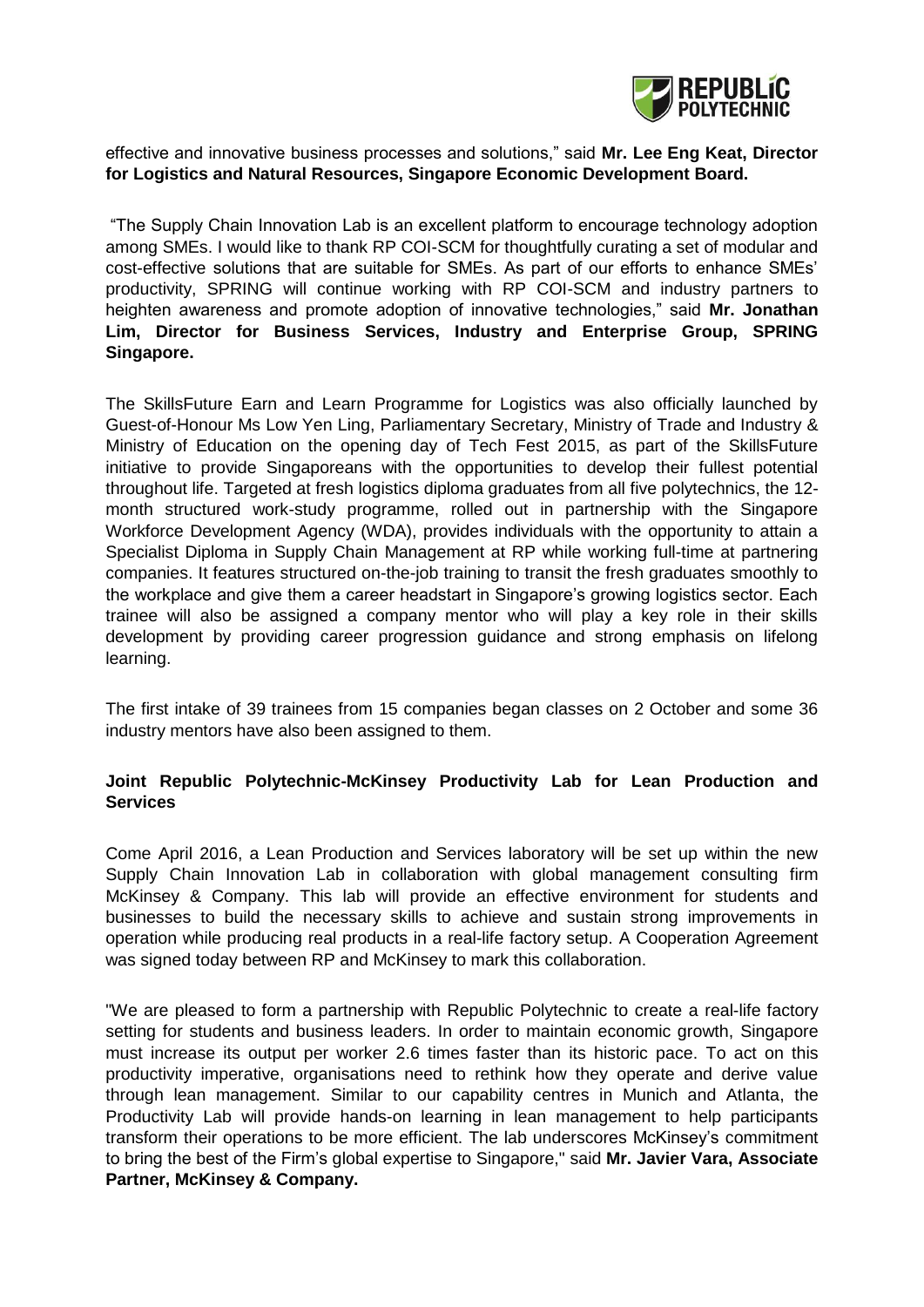effective and innovative business processes and solutions," said **Mr. Lee Eng Keat, Director for Logistics and Natural Resources, Singapore Economic Development Board.**

"The Supply Chain Innovation Lab is an excellent platform to encourage technology adoption among SMEs. I would like to thank RP COI-SCM for thoughtfully curating a set of modular and cost-effective solutions that are suitable for SMEs. As part of our efforts to enhance SMEs' productivity, SPRING will continue working with RP COI-SCM and industry partners to heighten awareness and promote adoption of innovative technologies," said **Mr. Jonathan Lim, Director for Business Services, Industry and Enterprise Group, SPRING Singapore.**

The SkillsFuture Earn and Learn Programme for Logistics was also officially launched by Guest-of-Honour Ms Low Yen Ling, Parliamentary Secretary, Ministry of Trade and Industry & Ministry of Education on the opening day of Tech Fest 2015, as part of the SkillsFuture initiative to provide Singaporeans with the opportunities to develop their fullest potential throughout life. Targeted at fresh logistics diploma graduates from all five polytechnics, the 12-month structured work-study programme, rolled out in partnership with the Singapore Workforce Development Agency (WDA), provides individuals with the opportunity to attain a Specialist Diploma in Supply Chain Management at RP while working full-time at partnering companies. It features structured on-the-job training to transit the fresh graduates smoothly to the workplace and give them a career headstart in Singapore's growing logistics sector. Each trainee will also be assigned a company mentor who will play a key role in their skills development by providing career progression guidance and strong emphasis on lifelong learning.

The first intake of 39 trainees from 15 companies began classes on 2 October and some 36 industry mentors have also been assigned to them.

**Joint Republic Polytechnic-McKinsey Productivity Lab for Lean Production and Services**

Come April 2016, a Lean Production and Services laboratory will be set up within the new Supply Chain Innovation Lab in collaboration with global management consulting firm McKinsey & Company. This lab will provide an effective environment for students and businesses to build the necessary skills to achieve and sustain strong improvements in operation while producing real products in a real-life factory setup. A Cooperation Agreement was signed today between RP and McKinsey to mark this collaboration.

"We are pleased to form a partnership with Republic Polytechnic to create a real-life factory setting for students and business leaders. In order to maintain economic growth, Singapore must increase its output per worker 2.6 times faster than its historic pace. To act on this productivity imperative, organisations need to rethink how they operate and derive value through lean management. Similar to our capability centres in Munich and Atlanta, the Productivity Lab will provide hands-on learning in lean management to help participants transform their operations to be more efficient. The lab underscores McKinsey's commitment to bring the best of the Firm's global expertise to Singapore," said **Mr. Javier Vara, Associate Partner, McKinsey & Company.**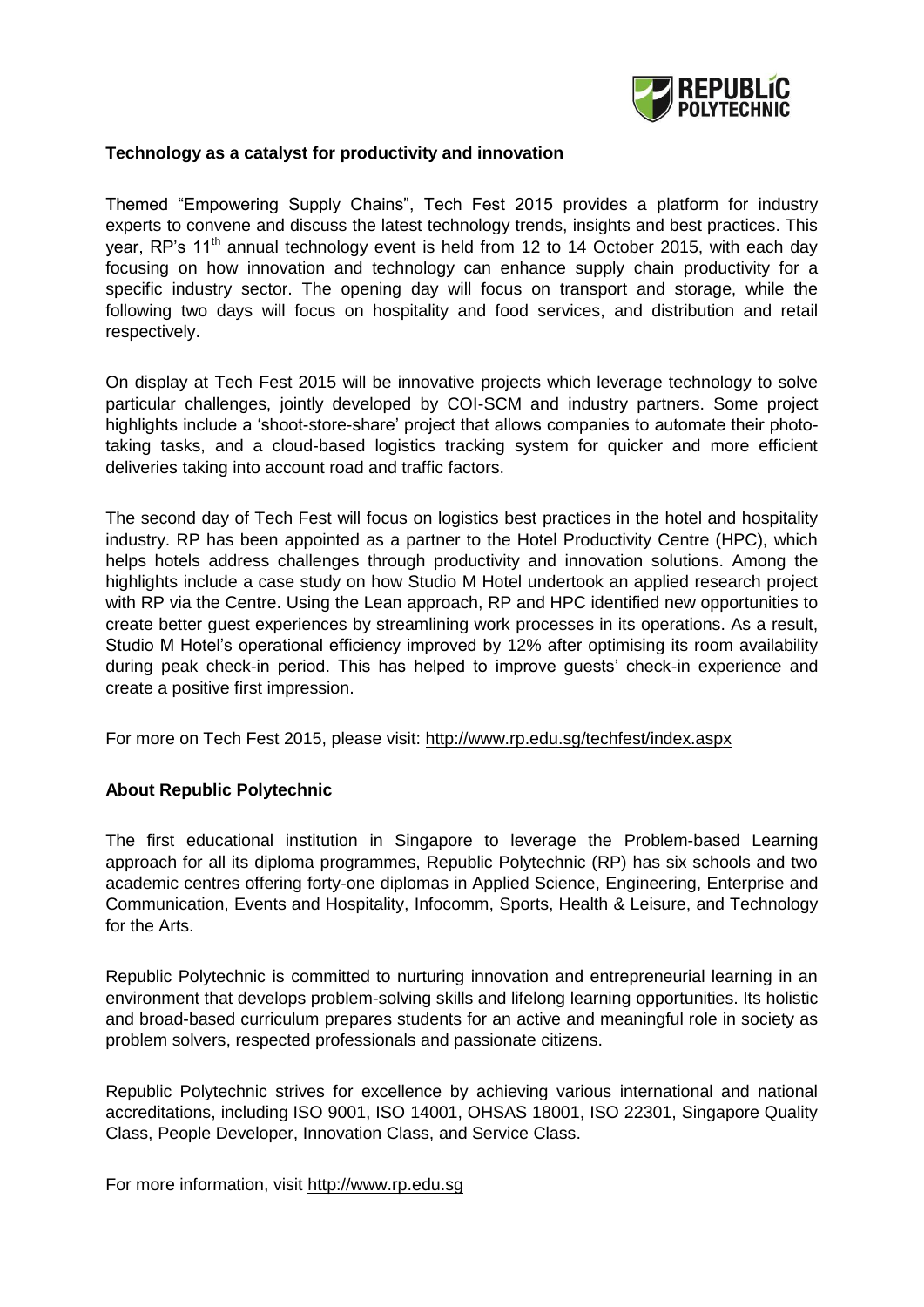**Technology as a catalyst for productivity and innovation**

Themed "Empowering Supply Chains", Tech Fest 2015 provides a platform for industry experts to convene and discuss the latest technology trends, insights and best practices. This year, RP's 11th annual technology event is held from 12 to 14 October 2015, with each day focusing on how innovation and technology can enhance supply chain productivity for a specific industry sector. The opening day will focus on transport and storage, while the following two days will focus on hospitality and food services, and distribution and retail respectively.

On display at Tech Fest 2015 will be innovative projects which leverage technology to solve particular challenges, jointly developed by COI-SCM and industry partners. Some project highlights include a 'shoot-store-share' project that allows companies to automate their photo-taking tasks, and a cloud-based logistics tracking system for quicker and more efficient deliveries taking into account road and traffic factors.

The second day of Tech Fest will focus on logistics best practices in the hotel and hospitality industry. RP has been appointed as a partner to the Hotel Productivity Centre (HPC), which helps hotels address challenges through productivity and innovation solutions. Among the highlights include a case study on how Studio M Hotel undertook an applied research project with RP via the Centre. Using the Lean approach, RP and HPC identified new opportunities to create better guest experiences by streamlining work processes in its operations. As a result, Studio M Hotel's operational efficiency improved by 12% after optimising its room availability during peak check-in period. This has helped to improve guests' check-in experience and create a positive first impression.

For more on Tech Fest 2015, please visit: http://www.rp.edu.sg/techfest/index.aspx

**About Republic Polytechnic**

The first educational institution in Singapore to leverage the Problem-based Learning approach for all its diploma programmes, Republic Polytechnic (RP) has six schools and two academic centres offering forty-one diplomas in Applied Science, Engineering, Enterprise and Communication, Events and Hospitality, Infocomm, Sports, Health & Leisure, and Technology for the Arts.

Republic Polytechnic is committed to nurturing innovation and entrepreneurial learning in an environment that develops problem-solving skills and lifelong learning opportunities. Its holistic and broad-based curriculum prepares students for an active and meaningful role in society as problem solvers, respected professionals and passionate citizens.

Republic Polytechnic strives for excellence by achieving various international and national accreditations, including ISO 9001, ISO 14001, OHSAS 18001, ISO 22301, Singapore Quality Class, People Developer, Innovation Class, and Service Class.

For more information, visit http://www.rp.edu.sg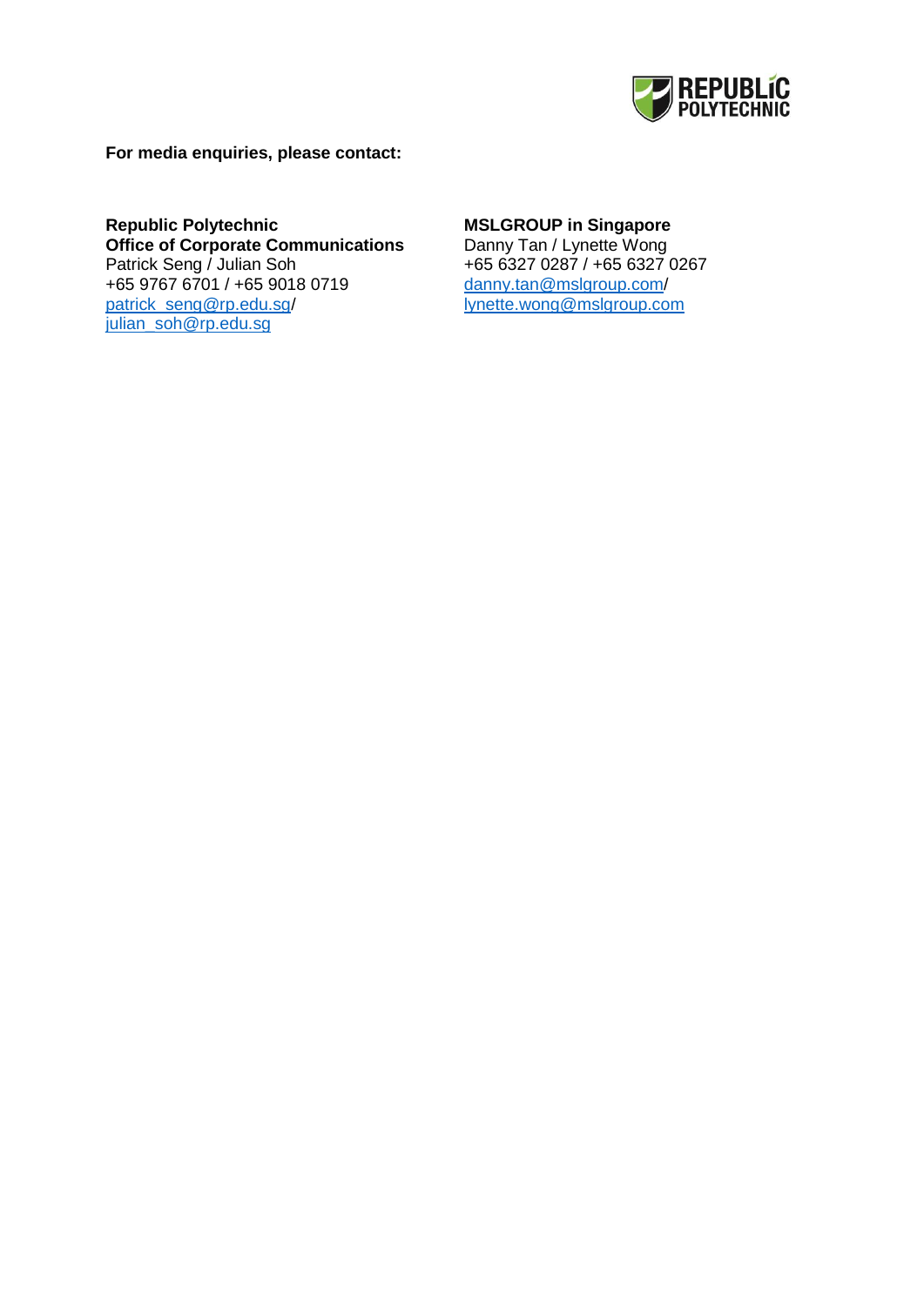**For media enquiries, please contact:**

**Republic Polytechnic**
**Office of Corporate Communications**
Patrick Seng / Julian Soh
+65 9767 6701 / +65 9018 0719
patrick_seng@rp.edu.sg/
julian_soh@rp.edu.sg

**MSLGROUP in Singapore**
Danny Tan / Lynette Wong
+65 6327 0287 / +65 6327 0267
danny.tan@mslgroup.com/
lynette.wong@mslgroup.com